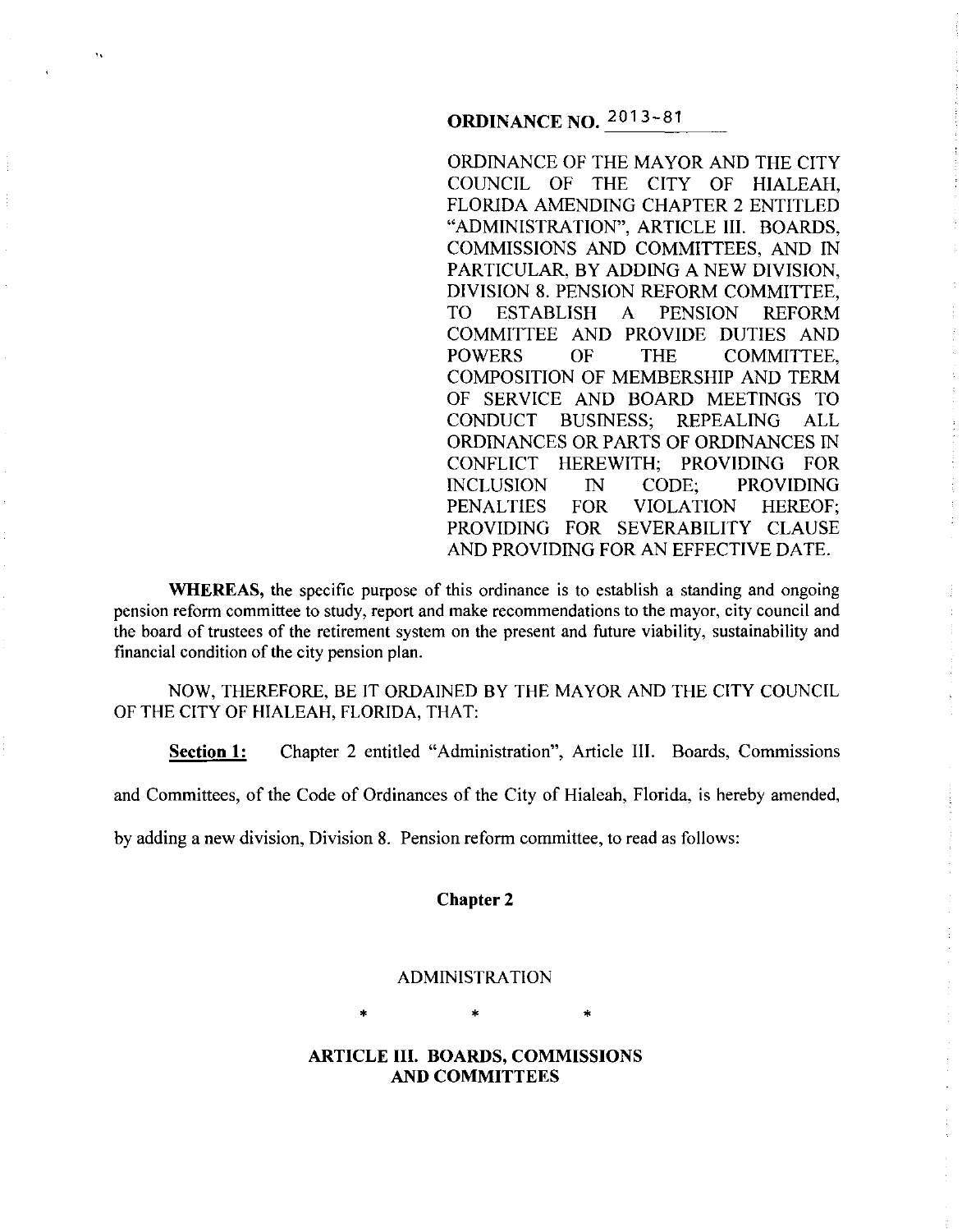# ORDINANCE NO. 2013-81

ORDINANCE OF THE MAYOR AND THE CITY COUNCIL OF THE CITY OF HIALEAH, FLORIDA AMENDING CHAPTER 2 ENTITLED "ADMINISTRATION", ARTICLE III. BOARDS, COMMISSIONS AND COMMITTEES, AND IN PARTICULAR, BY ADDING A NEW DIVISION, DIVISION 8. PENSION REFORM COMMITTEE, TO ESTABLISH A PENSION REFORM COMMITTEE AND PROVIDE DUTIES AND POWERS OF THE COMMITTEE, COMPOSITION OF MEMBERSHIP AND TERM OF SERVICE AND BOARD MEETINGS TO CONDUCT BUSINESS; REPEALING ALL ORDINANCES OR PARTS OF ORDINANCES IN CONFLICT HEREWITH; PROVIDING FOR INCLUSION IN CODE; PROVIDING PENALTIES FOR VIOLATION HEREOF; PROVIDING FOR SEVERABILITY CLAUSE AND PROVIDING FOR AN EFFECTIVE DATE.

**WHEREAS,** the specific purpose of this ordinance is to establish a standing and ongoing pension reform committee to study, report and make recommendations to the mayor, city council and the board of trustees of the retirement system on the present and future viability, sustainability and financial condition of the city pension plan.

NOW, THEREFORE, BE IT ORDAINED BY THE MAYOR AND THE CITY COUNCIL OF THE CITY OF HIALEAH, FLORIDA, THAT:

**Section 1:** Chapter 2 entitled "Administration", Article III. Boards, Commissions and Committees, of the Code of Ordinances of the City of Hialeah, Florida, is hereby amended, by adding a new division, Division 8. Pension reform committee, to read as follows:

**Chapter 2**

ADMINISTRATION

\* \* \*

**ARTICLE III. BOARDS, COMMISSIONS AND COMMITTEES**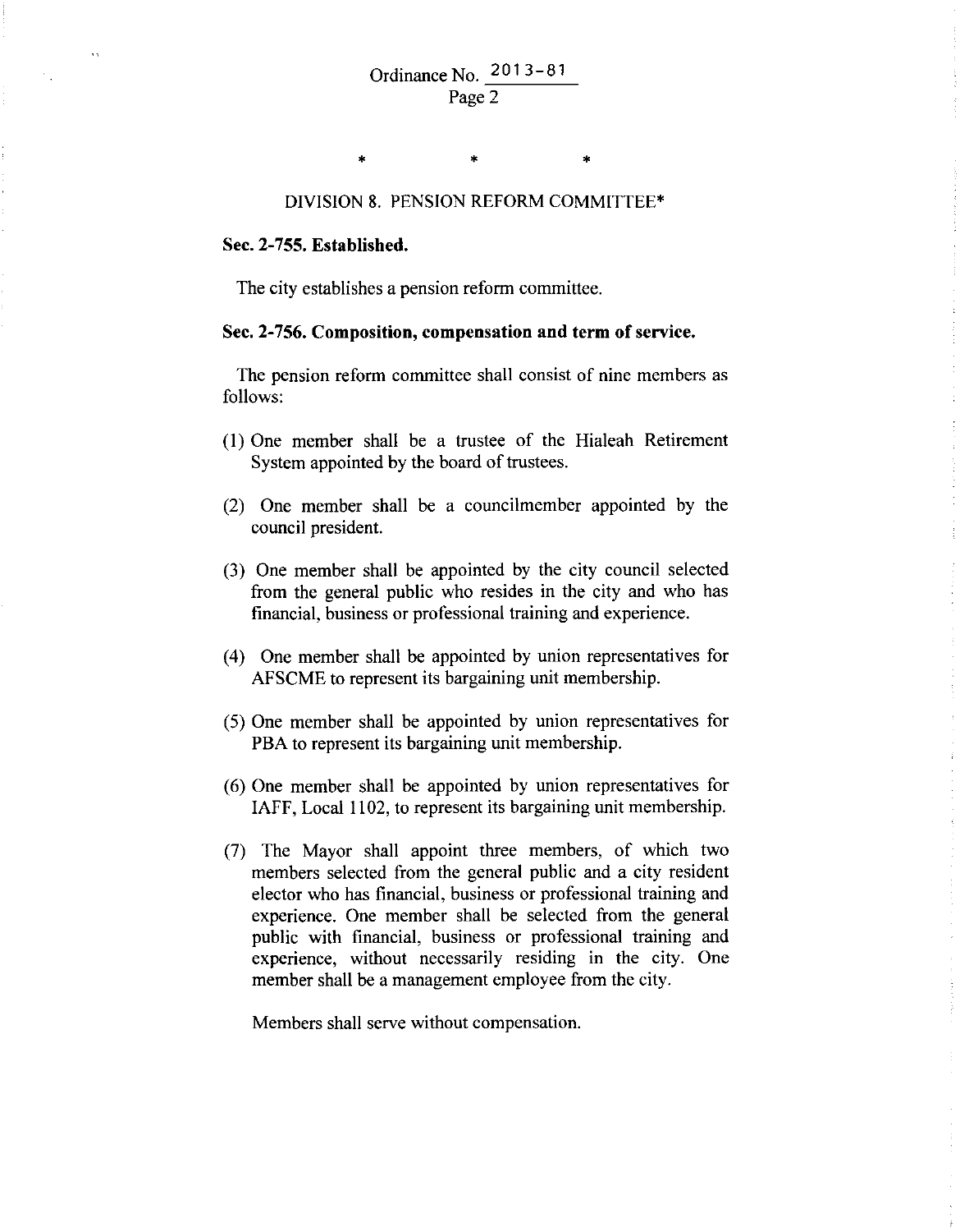\*   \*   \*

## DIVISION 8. PENSION REFORM COMMITTEE*

**Sec. 2-755. Established.**

The city establishes a pension reform committee.

**Sec. 2-756. Composition, compensation and term of service.**

The pension reform committee shall consist of nine members as follows:

(1) One member shall be a trustee of the Hialeah Retirement System appointed by the board of trustees.

(2) One member shall be a councilmember appointed by the council president.

(3) One member shall be appointed by the city council selected from the general public who resides in the city and who has financial, business or professional training and experience.

(4) One member shall be appointed by union representatives for AFSCME to represent its bargaining unit membership.

(5) One member shall be appointed by union representatives for PBA to represent its bargaining unit membership.

(6) One member shall be appointed by union representatives for IAFF, Local 1102, to represent its bargaining unit membership.

(7) The Mayor shall appoint three members, of which two members selected from the general public and a city resident elector who has financial, business or professional training and experience. One member shall be selected from the general public with financial, business or professional training and experience, without necessarily residing in the city. One member shall be a management employee from the city.

Members shall serve without compensation.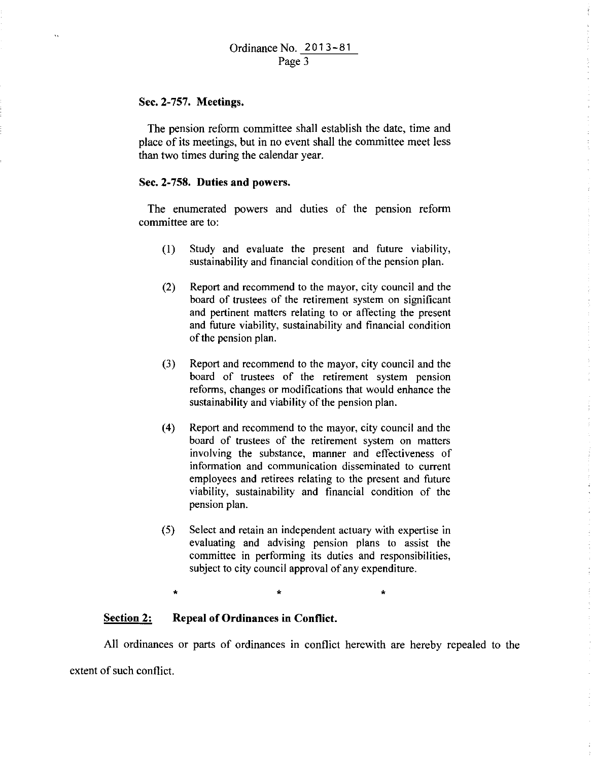**Sec. 2-757. Meetings.**

The pension reform committee shall establish the date, time and place of its meetings, but in no event shall the committee meet less than two times during the calendar year.

**Sec. 2-758. Duties and powers.**

The enumerated powers and duties of the pension reform committee are to:

(1) Study and evaluate the present and future viability, sustainability and financial condition of the pension plan.

(2) Report and recommend to the mayor, city council and the board of trustees of the retirement system on significant and pertinent matters relating to or affecting the present and future viability, sustainability and financial condition of the pension plan.

(3) Report and recommend to the mayor, city council and the board of trustees of the retirement system pension reforms, changes or modifications that would enhance the sustainability and viability of the pension plan.

(4) Report and recommend to the mayor, city council and the board of trustees of the retirement system on matters involving the substance, manner and effectiveness of information and communication disseminated to current employees and retirees relating to the present and future viability, sustainability and financial condition of the pension plan.

(5) Select and retain an independent actuary with expertise in evaluating and advising pension plans to assist the committee in performing its duties and responsibilities, subject to city council approval of any expenditure.

\* \* \*

**<u>Section 2:</u> Repeal of Ordinances in Conflict.**

All ordinances or parts of ordinances in conflict herewith are hereby repealed to the extent of such conflict.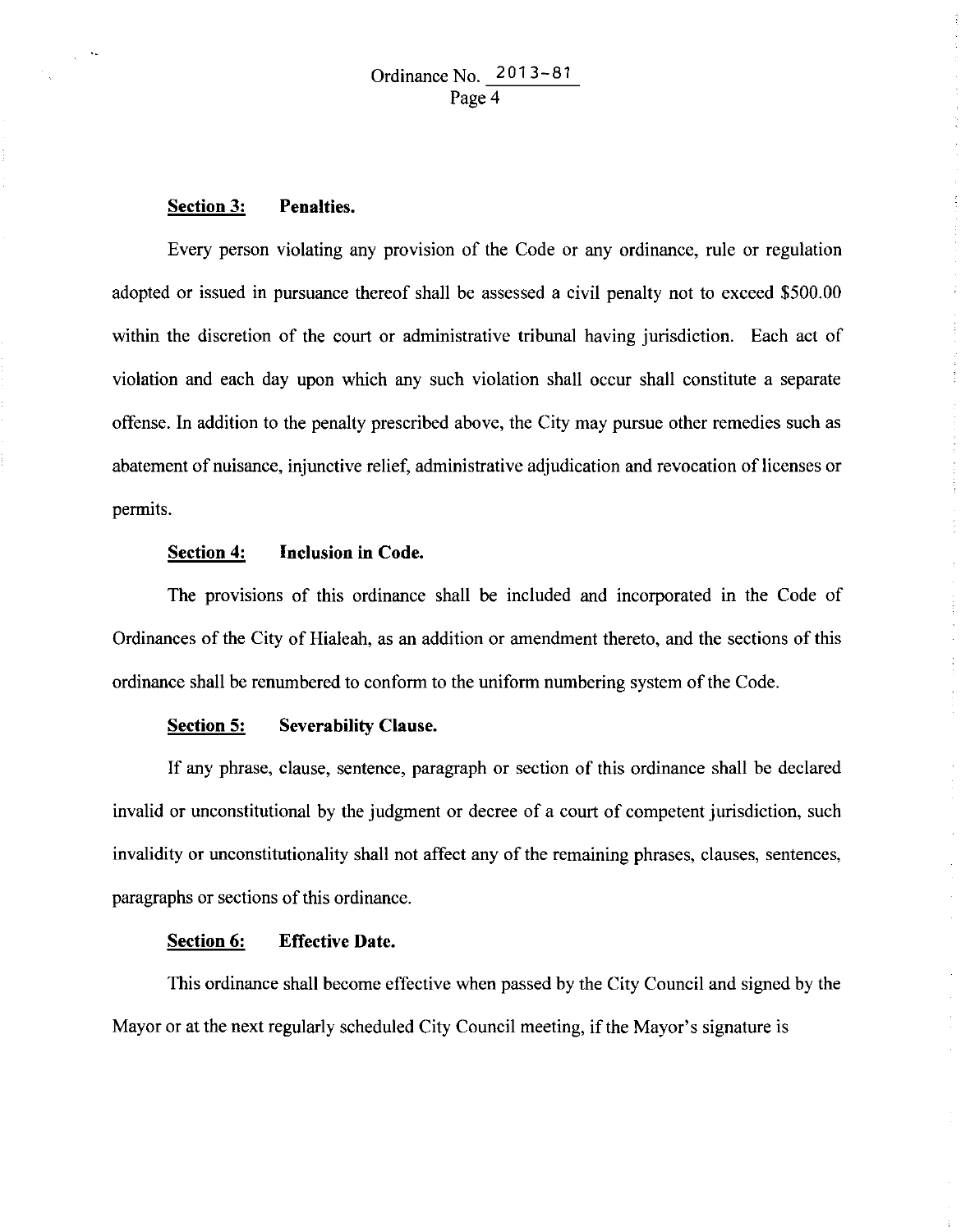**Section 3: Penalties.**

Every person violating any provision of the Code or any ordinance, rule or regulation adopted or issued in pursuance thereof shall be assessed a civil penalty not to exceed $500.00 within the discretion of the court or administrative tribunal having jurisdiction. Each act of violation and each day upon which any such violation shall occur shall constitute a separate offense. In addition to the penalty prescribed above, the City may pursue other remedies such as abatement of nuisance, injunctive relief, administrative adjudication and revocation of licenses or permits.

**Section 4: Inclusion in Code.**

The provisions of this ordinance shall be included and incorporated in the Code of Ordinances of the City of Hialeah, as an addition or amendment thereto, and the sections of this ordinance shall be renumbered to conform to the uniform numbering system of the Code.

**Section 5: Severability Clause.**

If any phrase, clause, sentence, paragraph or section of this ordinance shall be declared invalid or unconstitutional by the judgment or decree of a court of competent jurisdiction, such invalidity or unconstitutionality shall not affect any of the remaining phrases, clauses, sentences, paragraphs or sections of this ordinance.

**Section 6: Effective Date.**

This ordinance shall become effective when passed by the City Council and signed by the Mayor or at the next regularly scheduled City Council meeting, if the Mayor's signature is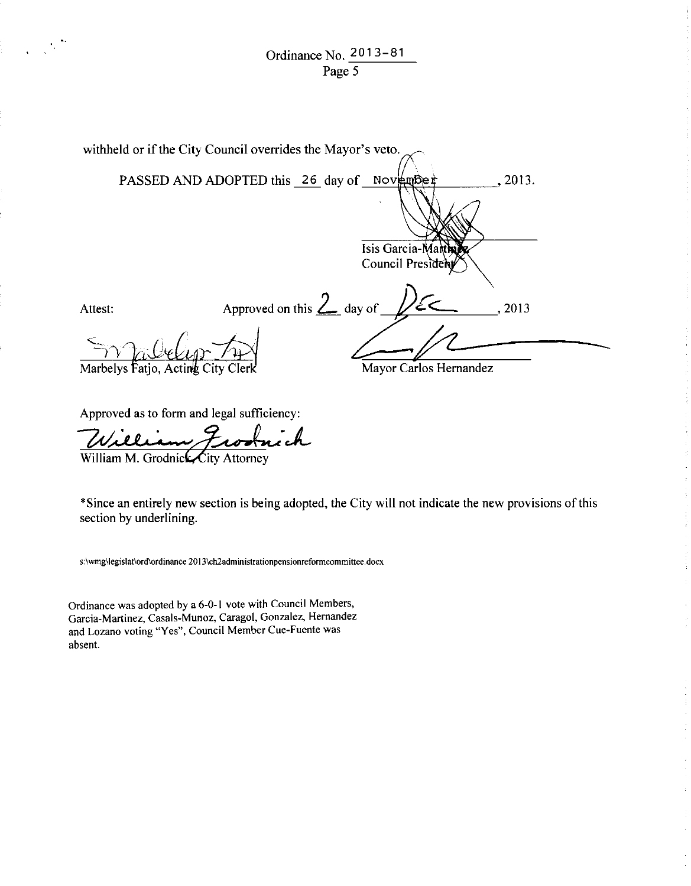withheld or if the City Council overrides the Mayor's veto.

PASSED AND ADOPTED this 26 day of November, 2013.

Isis Garcia-Martinez
Council President

Attest:

Approved on this 2 day of DEC, 2013

Marbelys Fatjo, Acting City Clerk

Mayor Carlos Hernandez

Approved as to form and legal sufficiency:

William M. Grodnick, City Attorney

*Since an entirely new section is being adopted, the City will not indicate the new provisions of this section by underlining.

s:\wmg\legislat\ord\ordinance 2013\ch2administrationpensionreformcommittee.docx

Ordinance was adopted by a 6-0-1 vote with Council Members, Garcia-Martinez, Casals-Munoz, Caragol, Gonzalez, Hernandez and Lozano voting "Yes", Council Member Cue-Fuente was absent.